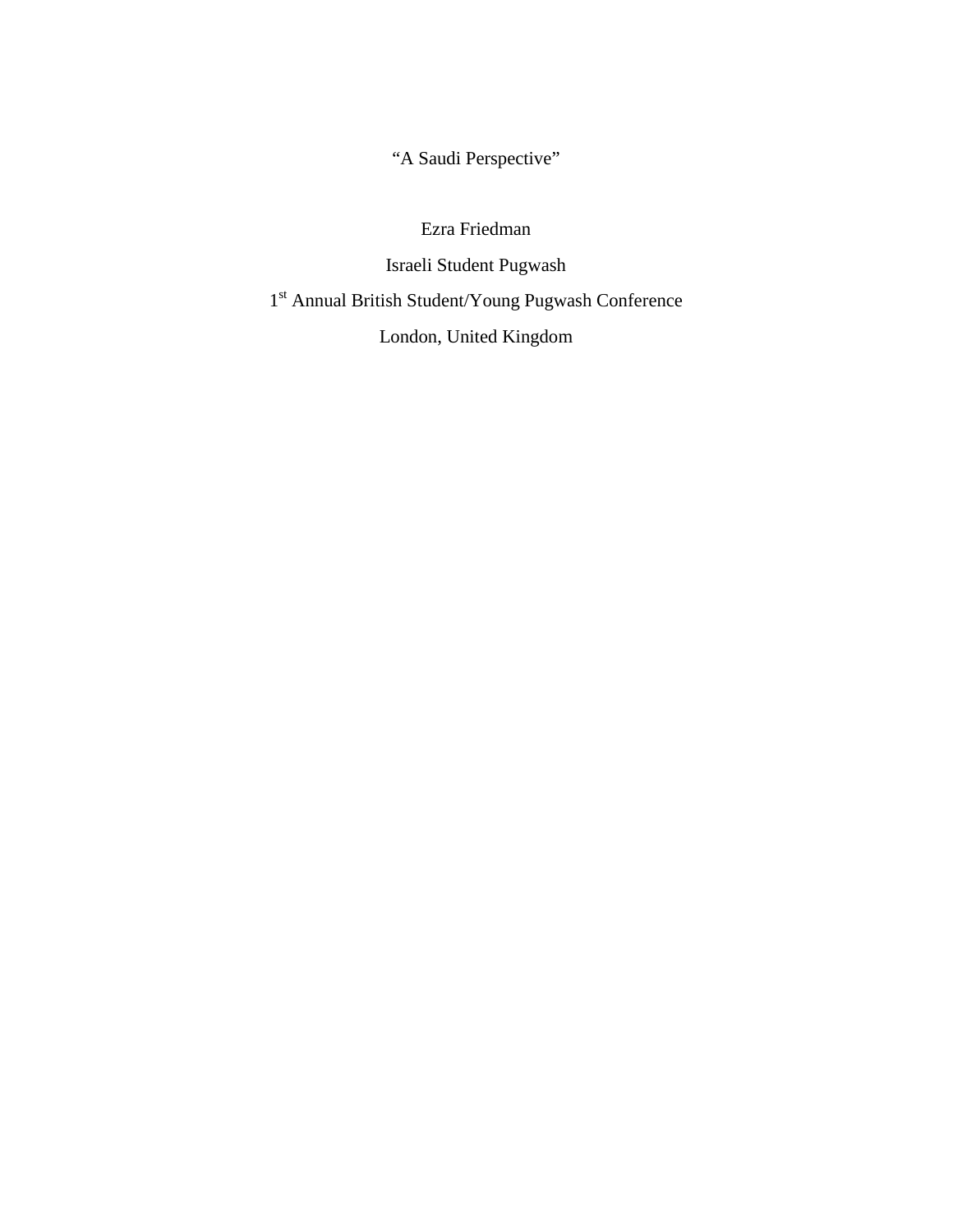# "A Saudi Perspective"

Ezra Friedman

Israeli Student Pugwash

1st Annual British Student/Young Pugwash Conference

London, United Kingdom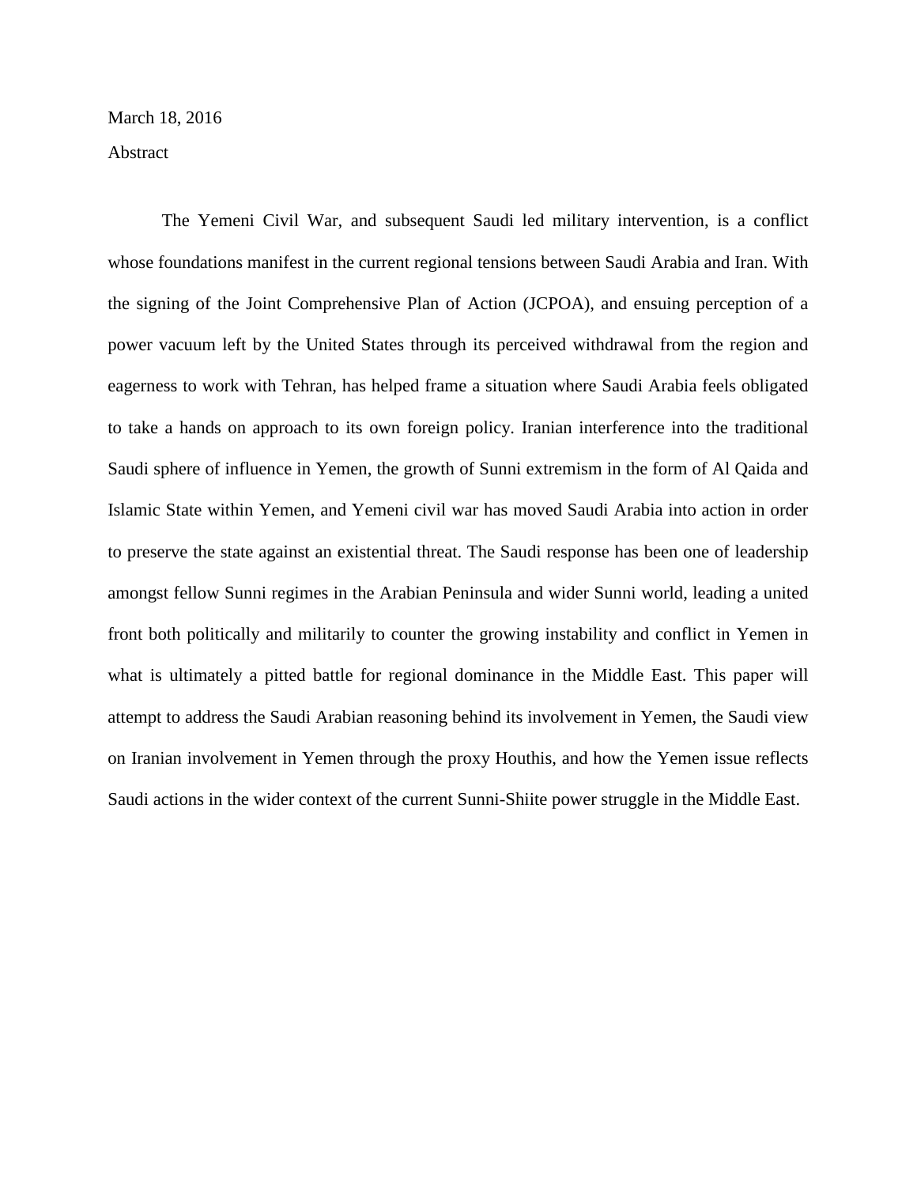March 18, 2016

## Abstract

The Yemeni Civil War, and subsequent Saudi led military intervention, is a conflict whose foundations manifest in the current regional tensions between Saudi Arabia and Iran. With the signing of the Joint Comprehensive Plan of Action (JCPOA), and ensuing perception of a power vacuum left by the United States through its perceived withdrawal from the region and eagerness to work with Tehran, has helped frame a situation where Saudi Arabia feels obligated to take a hands on approach to its own foreign policy. Iranian interference into the traditional Saudi sphere of influence in Yemen, the growth of Sunni extremism in the form of Al Qaida and Islamic State within Yemen, and Yemeni civil war has moved Saudi Arabia into action in order to preserve the state against an existential threat. The Saudi response has been one of leadership amongst fellow Sunni regimes in the Arabian Peninsula and wider Sunni world, leading a united front both politically and militarily to counter the growing instability and conflict in Yemen in what is ultimately a pitted battle for regional dominance in the Middle East. This paper will attempt to address the Saudi Arabian reasoning behind its involvement in Yemen, the Saudi view on Iranian involvement in Yemen through the proxy Houthis, and how the Yemen issue reflects Saudi actions in the wider context of the current Sunni-Shiite power struggle in the Middle East.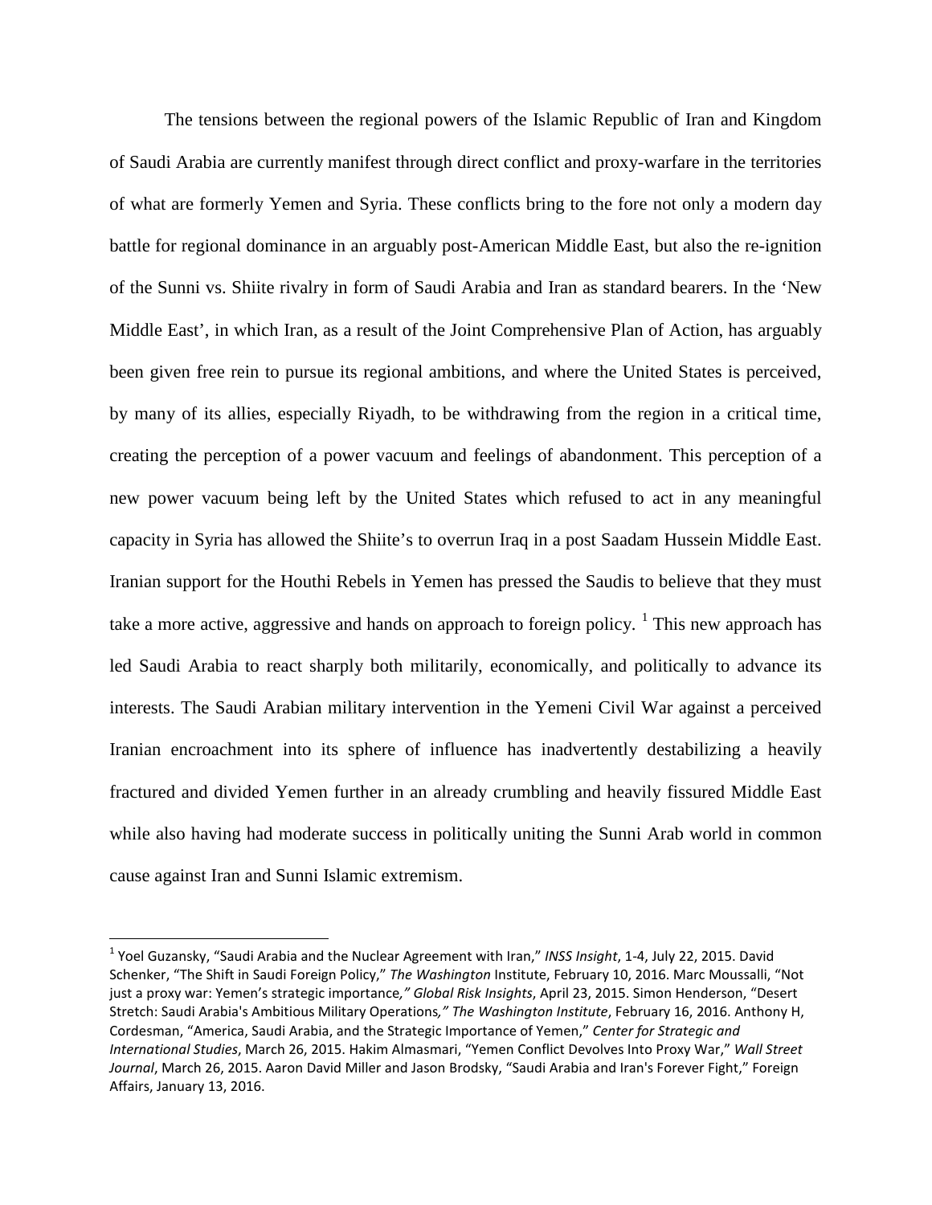The tensions between the regional powers of the Islamic Republic of Iran and Kingdom of Saudi Arabia are currently manifest through direct conflict and proxy-warfare in the territories of what are formerly Yemen and Syria. These conflicts bring to the fore not only a modern day battle for regional dominance in an arguably post-American Middle East, but also the re-ignition of the Sunni vs. Shiite rivalry in form of Saudi Arabia and Iran as standard bearers. In the 'New Middle East', in which Iran, as a result of the Joint Comprehensive Plan of Action, has arguably been given free rein to pursue its regional ambitions, and where the United States is perceived, by many of its allies, especially Riyadh, to be withdrawing from the region in a critical time, creating the perception of a power vacuum and feelings of abandonment. This perception of a new power vacuum being left by the United States which refused to act in any meaningful capacity in Syria has allowed the Shiite's to overrun Iraq in a post Saadam Hussein Middle East. Iranian support for the Houthi Rebels in Yemen has pressed the Saudis to believe that they must take a more active, aggressive and hands on approach to foreign policy. [1] This new approach has led Saudi Arabia to react sharply both militarily, economically, and politically to advance its interests. The Saudi Arabian military intervention in the Yemeni Civil War against a perceived Iranian encroachment into its sphere of influence has inadvertently destabilizing a heavily fractured and divided Yemen further in an already crumbling and heavily fissured Middle East while also having had moderate success in politically uniting the Sunni Arab world in common cause against Iran and Sunni Islamic extremism.

---

[1] Yoel Guzansky, "Saudi Arabia and the Nuclear Agreement with Iran," *INSS Insight*, 1-4, July 22, 2015. David Schenker, "The Shift in Saudi Foreign Policy," *The Washington* Institute, February 10, 2016. Marc Moussalli, "Not just a proxy war: Yemen's strategic importance*," Global Risk Insights*, April 23, 2015. Simon Henderson, "Desert Stretch: Saudi Arabia's Ambitious Military Operations*," The Washington Institute*, February 16, 2016. Anthony H, Cordesman, "America, Saudi Arabia, and the Strategic Importance of Yemen," *Center for Strategic and International Studies*, March 26, 2015. Hakim Almasmari, "Yemen Conflict Devolves Into Proxy War," *Wall Street Journal*, March 26, 2015. Aaron David Miller and Jason Brodsky, "Saudi Arabia and Iran's Forever Fight," Foreign Affairs, January 13, 2016.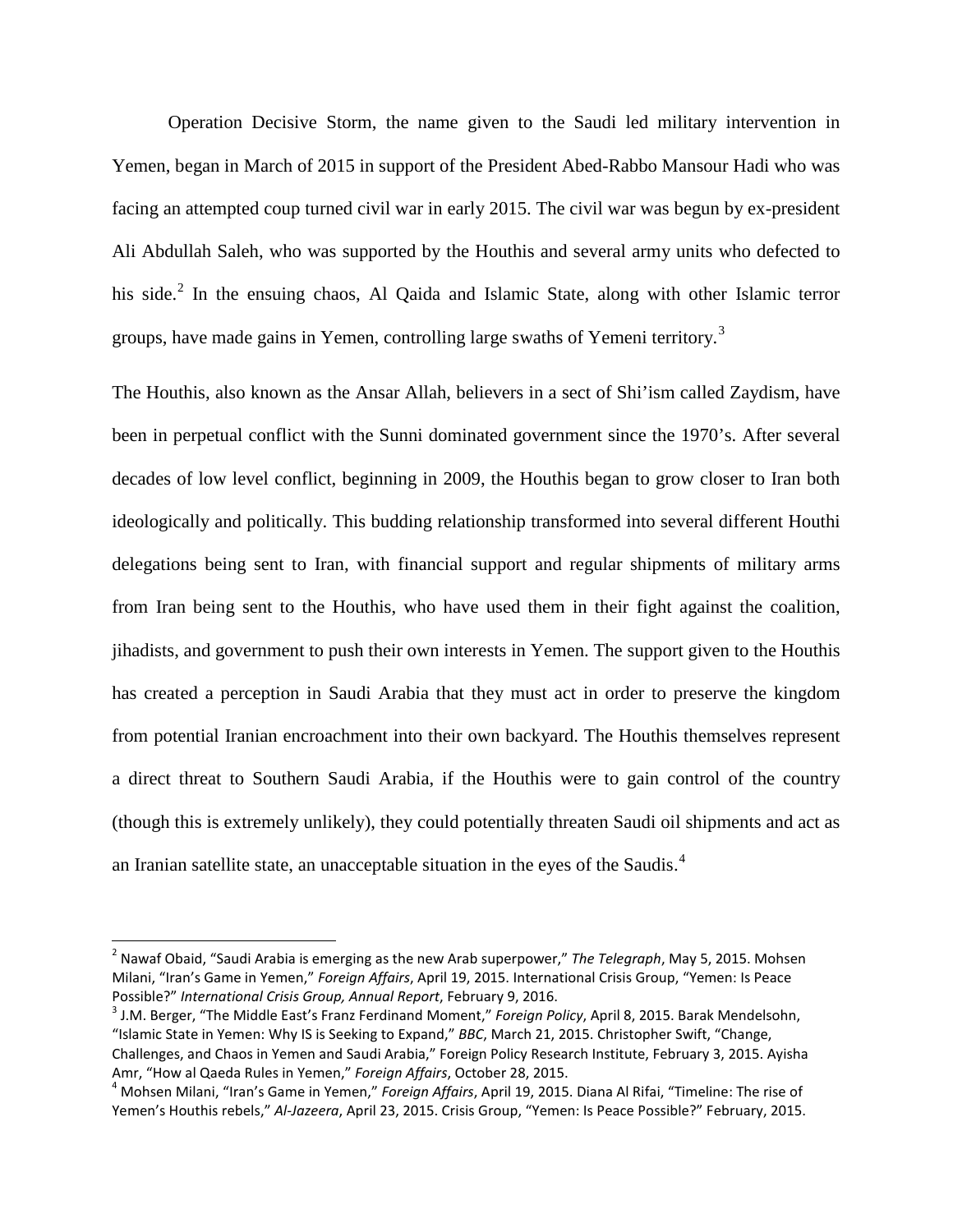Operation Decisive Storm, the name given to the Saudi led military intervention in Yemen, began in March of 2015 in support of the President Abed-Rabbo Mansour Hadi who was facing an attempted coup turned civil war in early 2015. The civil war was begun by ex-president Ali Abdullah Saleh, who was supported by the Houthis and several army units who defected to his side.[2] In the ensuing chaos, Al Qaida and Islamic State, along with other Islamic terror groups, have made gains in Yemen, controlling large swaths of Yemeni territory.[3]

The Houthis, also known as the Ansar Allah, believers in a sect of Shi'ism called Zaydism, have been in perpetual conflict with the Sunni dominated government since the 1970's. After several decades of low level conflict, beginning in 2009, the Houthis began to grow closer to Iran both ideologically and politically. This budding relationship transformed into several different Houthi delegations being sent to Iran, with financial support and regular shipments of military arms from Iran being sent to the Houthis, who have used them in their fight against the coalition, jihadists, and government to push their own interests in Yemen. The support given to the Houthis has created a perception in Saudi Arabia that they must act in order to preserve the kingdom from potential Iranian encroachment into their own backyard. The Houthis themselves represent a direct threat to Southern Saudi Arabia, if the Houthis were to gain control of the country (though this is extremely unlikely), they could potentially threaten Saudi oil shipments and act as an Iranian satellite state, an unacceptable situation in the eyes of the Saudis.[4]

---

[2] Nawaf Obaid, "Saudi Arabia is emerging as the new Arab superpower," *The Telegraph*, May 5, 2015. Mohsen Milani, "Iran's Game in Yemen," *Foreign Affairs*, April 19, 2015. International Crisis Group, "Yemen: Is Peace Possible?" *International Crisis Group, Annual Report*, February 9, 2016.

[3] J.M. Berger, "The Middle East's Franz Ferdinand Moment," *Foreign Policy*, April 8, 2015. Barak Mendelsohn, "Islamic State in Yemen: Why IS is Seeking to Expand," *BBC*, March 21, 2015. Christopher Swift, "Change, Challenges, and Chaos in Yemen and Saudi Arabia," Foreign Policy Research Institute, February 3, 2015. Ayisha Amr, "How al Qaeda Rules in Yemen," *Foreign Affairs*, October 28, 2015.

[4] Mohsen Milani, "Iran's Game in Yemen," *Foreign Affairs*, April 19, 2015. Diana Al Rifai, "Timeline: The rise of Yemen's Houthis rebels," *Al-Jazeera*, April 23, 2015. Crisis Group, "Yemen: Is Peace Possible?" February, 2015.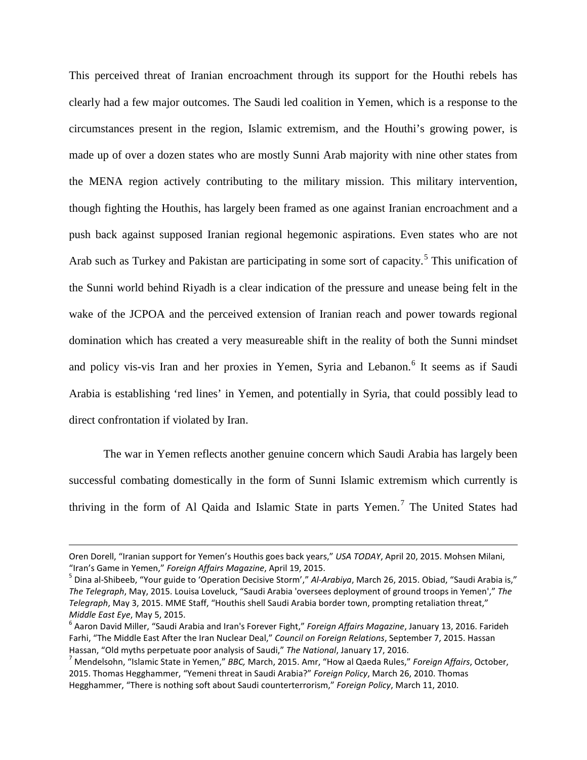This perceived threat of Iranian encroachment through its support for the Houthi rebels has clearly had a few major outcomes. The Saudi led coalition in Yemen, which is a response to the circumstances present in the region, Islamic extremism, and the Houthi's growing power, is made up of over a dozen states who are mostly Sunni Arab majority with nine other states from the MENA region actively contributing to the military mission. This military intervention, though fighting the Houthis, has largely been framed as one against Iranian encroachment and a push back against supposed Iranian regional hegemonic aspirations. Even states who are not Arab such as Turkey and Pakistan are participating in some sort of capacity.[5] This unification of the Sunni world behind Riyadh is a clear indication of the pressure and unease being felt in the wake of the JCPOA and the perceived extension of Iranian reach and power towards regional domination which has created a very measureable shift in the reality of both the Sunni mindset and policy vis-vis Iran and her proxies in Yemen, Syria and Lebanon.[6] It seems as if Saudi Arabia is establishing 'red lines' in Yemen, and potentially in Syria, that could possibly lead to direct confrontation if violated by Iran.

The war in Yemen reflects another genuine concern which Saudi Arabia has largely been successful combating domestically in the form of Sunni Islamic extremism which currently is thriving in the form of Al Qaida and Islamic State in parts Yemen.[7] The United States had

---

Oren Dorell, "Iranian support for Yemen's Houthis goes back years," *USA TODAY*, April 20, 2015. Mohsen Milani, "Iran's Game in Yemen," *Foreign Affairs Magazine*, April 19, 2015.

[5] Dina al-Shibeeb, "Your guide to 'Operation Decisive Storm'," *Al-Arabiya*, March 26, 2015. Obiad, "Saudi Arabia is," *The Telegraph*, May, 2015. Louisa Loveluck, "Saudi Arabia 'oversees deployment of ground troops in Yemen'," *The Telegraph*, May 3, 2015. MME Staff, "Houthis shell Saudi Arabia border town, prompting retaliation threat," *Middle East Eye*, May 5, 2015.

[6] Aaron David Miller, "Saudi Arabia and Iran's Forever Fight," *Foreign Affairs Magazine*, January 13, 2016. Farideh Farhi, "The Middle East After the Iran Nuclear Deal," *Council on Foreign Relations*, September 7, 2015. Hassan Hassan, "Old myths perpetuate poor analysis of Saudi," *The National*, January 17, 2016.

[7] Mendelsohn, "Islamic State in Yemen," *BBC,* March, 2015. Amr, "How al Qaeda Rules," *Foreign Affairs*, October, 2015. Thomas Hegghammer, "Yemeni threat in Saudi Arabia?" *Foreign Policy*, March 26, 2010. Thomas Hegghammer, "There is nothing soft about Saudi counterterrorism," *Foreign Policy*, March 11, 2010.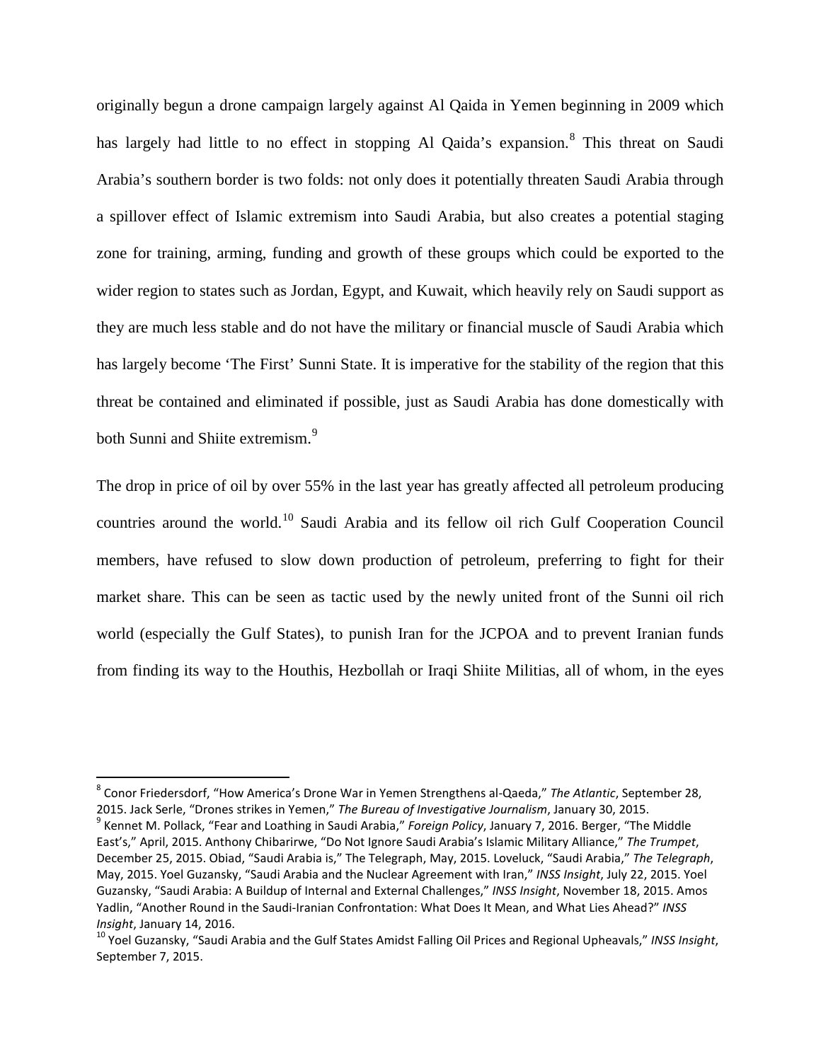originally begun a drone campaign largely against Al Qaida in Yemen beginning in 2009 which has largely had little to no effect in stopping Al Qaida's expansion.[8] This threat on Saudi Arabia's southern border is two folds: not only does it potentially threaten Saudi Arabia through a spillover effect of Islamic extremism into Saudi Arabia, but also creates a potential staging zone for training, arming, funding and growth of these groups which could be exported to the wider region to states such as Jordan, Egypt, and Kuwait, which heavily rely on Saudi support as they are much less stable and do not have the military or financial muscle of Saudi Arabia which has largely become 'The First' Sunni State. It is imperative for the stability of the region that this threat be contained and eliminated if possible, just as Saudi Arabia has done domestically with both Sunni and Shiite extremism.[9]

The drop in price of oil by over 55% in the last year has greatly affected all petroleum producing countries around the world.[10] Saudi Arabia and its fellow oil rich Gulf Cooperation Council members, have refused to slow down production of petroleum, preferring to fight for their market share. This can be seen as tactic used by the newly united front of the Sunni oil rich world (especially the Gulf States), to punish Iran for the JCPOA and to prevent Iranian funds from finding its way to the Houthis, Hezbollah or Iraqi Shiite Militias, all of whom, in the eyes

---

[8] Conor Friedersdorf, "How America's Drone War in Yemen Strengthens al-Qaeda," *The Atlantic*, September 28, 2015. Jack Serle, "Drones strikes in Yemen," *The Bureau of Investigative Journalism*, January 30, 2015.

[9] Kennet M. Pollack, "Fear and Loathing in Saudi Arabia," *Foreign Policy*, January 7, 2016. Berger, "The Middle East's," April, 2015. Anthony Chibarirwe, "Do Not Ignore Saudi Arabia's Islamic Military Alliance," *The Trumpet*, December 25, 2015. Obiad, "Saudi Arabia is," The Telegraph, May, 2015. Loveluck, "Saudi Arabia," *The Telegraph*, May, 2015. Yoel Guzansky, "Saudi Arabia and the Nuclear Agreement with Iran," *INSS Insight*, July 22, 2015. Yoel Guzansky, "Saudi Arabia: A Buildup of Internal and External Challenges," *INSS Insight*, November 18, 2015. Amos Yadlin, "Another Round in the Saudi-Iranian Confrontation: What Does It Mean, and What Lies Ahead?" *INSS Insight*, January 14, 2016.

[10] Yoel Guzansky, "Saudi Arabia and the Gulf States Amidst Falling Oil Prices and Regional Upheavals," *INSS Insight*, September 7, 2015.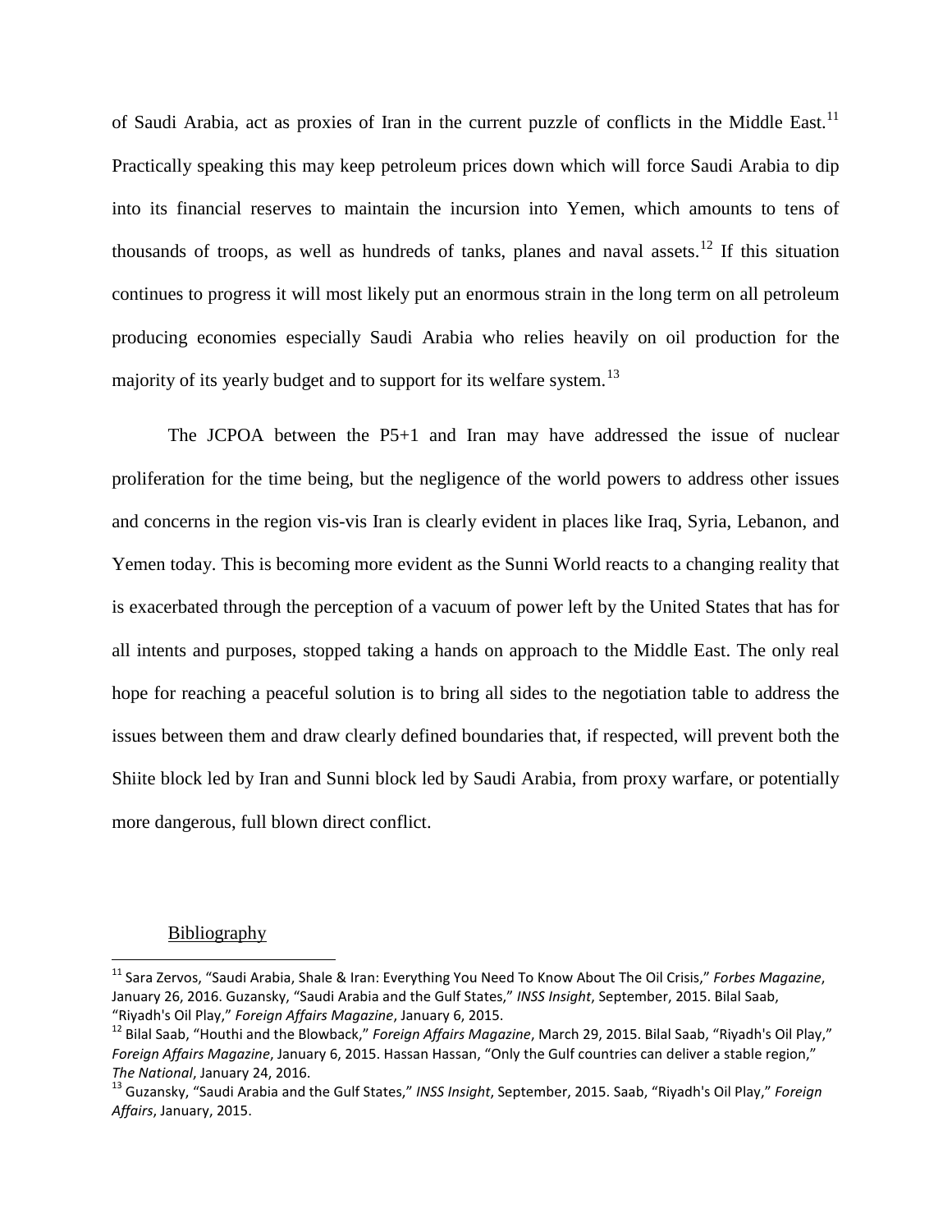of Saudi Arabia, act as proxies of Iran in the current puzzle of conflicts in the Middle East.[11] Practically speaking this may keep petroleum prices down which will force Saudi Arabia to dip into its financial reserves to maintain the incursion into Yemen, which amounts to tens of thousands of troops, as well as hundreds of tanks, planes and naval assets.[12] If this situation continues to progress it will most likely put an enormous strain in the long term on all petroleum producing economies especially Saudi Arabia who relies heavily on oil production for the majority of its yearly budget and to support for its welfare system.[13]

The JCPOA between the P5+1 and Iran may have addressed the issue of nuclear proliferation for the time being, but the negligence of the world powers to address other issues and concerns in the region vis-vis Iran is clearly evident in places like Iraq, Syria, Lebanon, and Yemen today. This is becoming more evident as the Sunni World reacts to a changing reality that is exacerbated through the perception of a vacuum of power left by the United States that has for all intents and purposes, stopped taking a hands on approach to the Middle East. The only real hope for reaching a peaceful solution is to bring all sides to the negotiation table to address the issues between them and draw clearly defined boundaries that, if respected, will prevent both the Shiite block led by Iran and Sunni block led by Saudi Arabia, from proxy warfare, or potentially more dangerous, full blown direct conflict.

Bibliography

---

[11] Sara Zervos, "Saudi Arabia, Shale & Iran: Everything You Need To Know About The Oil Crisis," *Forbes Magazine*, January 26, 2016. Guzansky, "Saudi Arabia and the Gulf States," *INSS Insight*, September, 2015. Bilal Saab, "Riyadh's Oil Play," *Foreign Affairs Magazine*, January 6, 2015.

[12] Bilal Saab, "Houthi and the Blowback," *Foreign Affairs Magazine*, March 29, 2015. Bilal Saab, "Riyadh's Oil Play," *Foreign Affairs Magazine*, January 6, 2015. Hassan Hassan, "Only the Gulf countries can deliver a stable region," *The National*, January 24, 2016.

[13] Guzansky, "Saudi Arabia and the Gulf States," *INSS Insight*, September, 2015. Saab, "Riyadh's Oil Play," *Foreign Affairs*, January, 2015.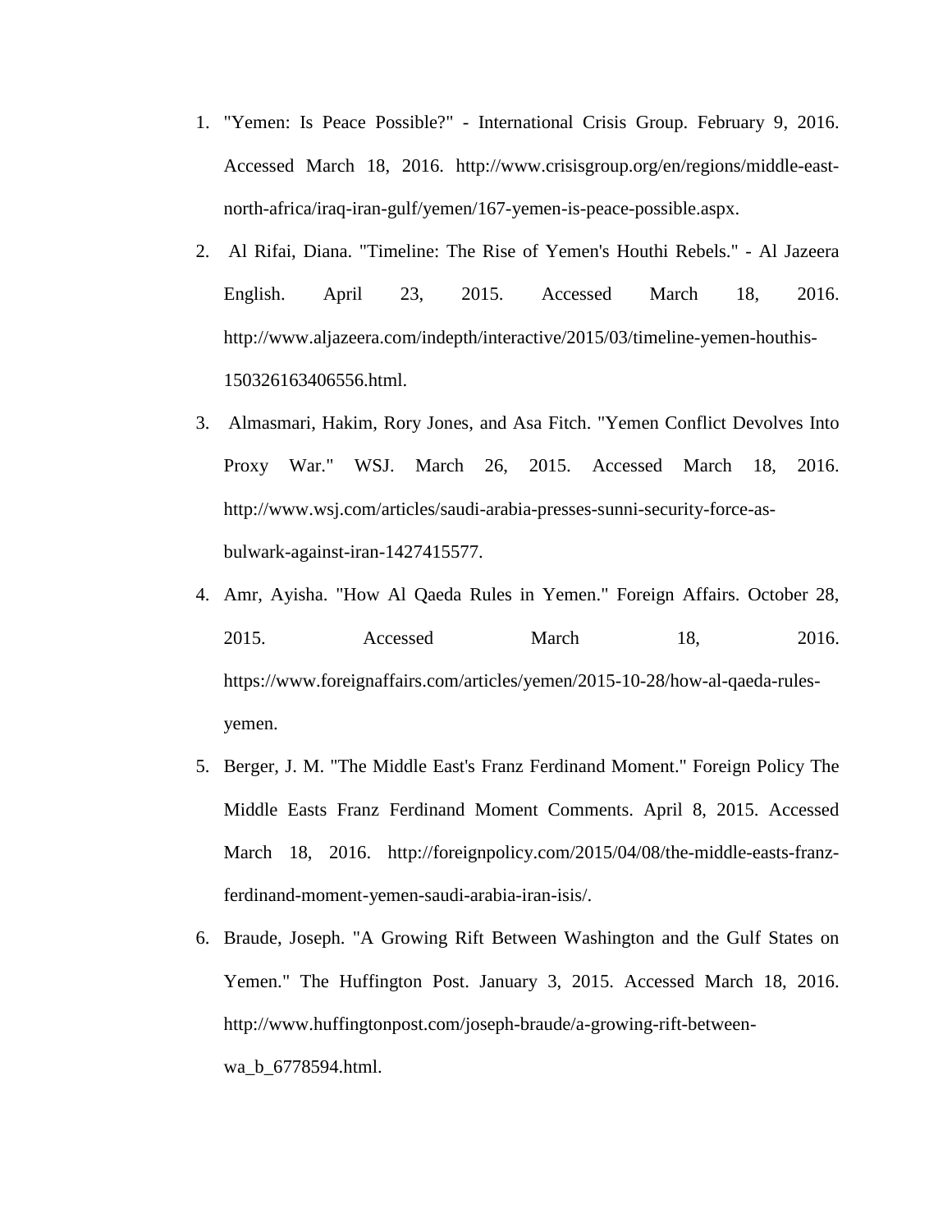1. "Yemen: Is Peace Possible?" - International Crisis Group. February 9, 2016. Accessed March 18, 2016. http://www.crisisgroup.org/en/regions/middle-east-north-africa/iraq-iran-gulf/yemen/167-yemen-is-peace-possible.aspx.
2. Al Rifai, Diana. "Timeline: The Rise of Yemen's Houthi Rebels." - Al Jazeera English. April 23, 2015. Accessed March 18, 2016. http://www.aljazeera.com/indepth/interactive/2015/03/timeline-yemen-houthis-150326163406556.html.
3. Almasmari, Hakim, Rory Jones, and Asa Fitch. "Yemen Conflict Devolves Into Proxy War." WSJ. March 26, 2015. Accessed March 18, 2016. http://www.wsj.com/articles/saudi-arabia-presses-sunni-security-force-as-bulwark-against-iran-1427415577.
4. Amr, Ayisha. "How Al Qaeda Rules in Yemen." Foreign Affairs. October 28, 2015. Accessed March 18, 2016. https://www.foreignaffairs.com/articles/yemen/2015-10-28/how-al-qaeda-rules-yemen.
5. Berger, J. M. "The Middle East's Franz Ferdinand Moment." Foreign Policy The Middle Easts Franz Ferdinand Moment Comments. April 8, 2015. Accessed March 18, 2016. http://foreignpolicy.com/2015/04/08/the-middle-easts-franz-ferdinand-moment-yemen-saudi-arabia-iran-isis/.
6. Braude, Joseph. "A Growing Rift Between Washington and the Gulf States on Yemen." The Huffington Post. January 3, 2015. Accessed March 18, 2016. http://www.huffingtonpost.com/joseph-braude/a-growing-rift-between-wa_b_6778594.html.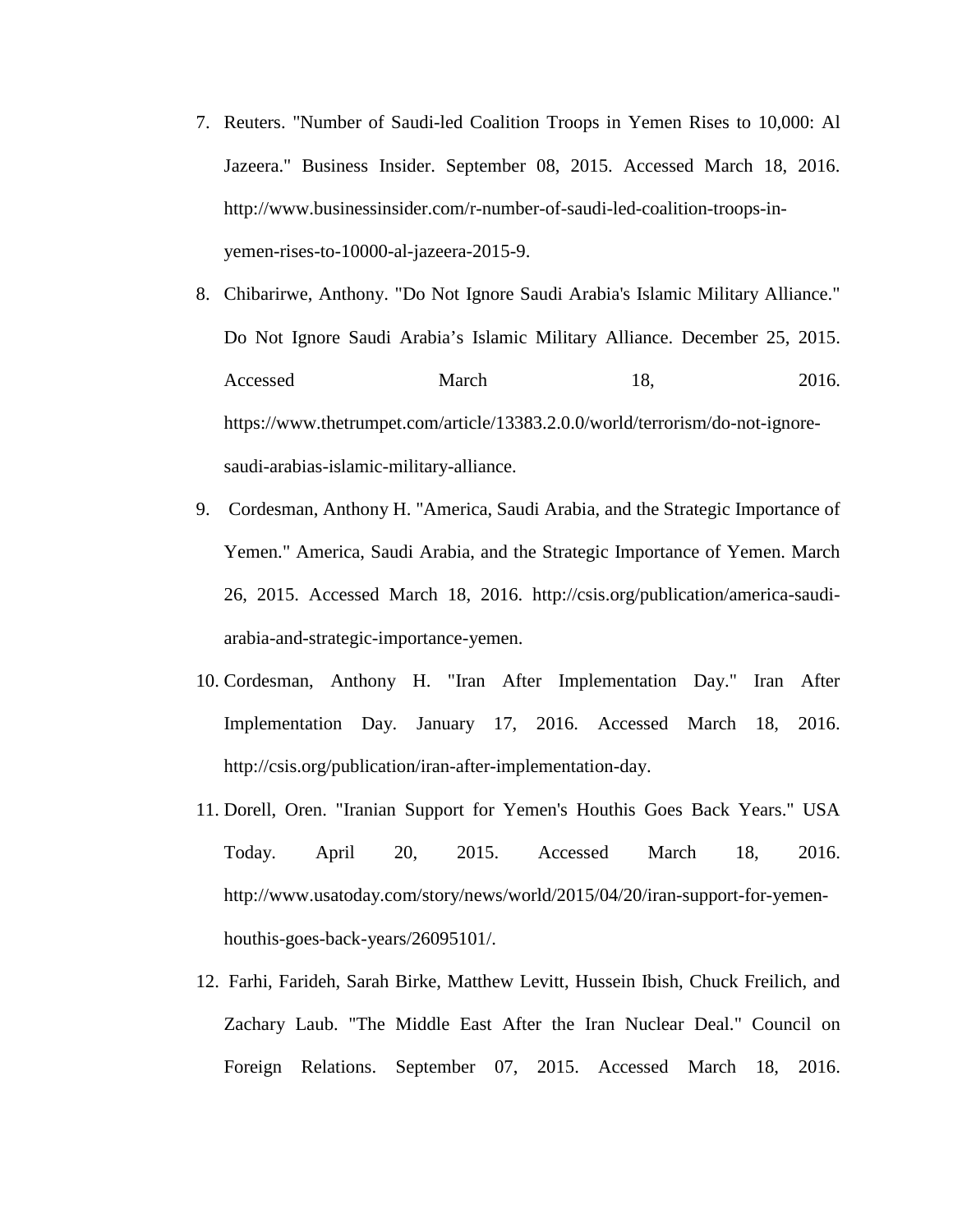7. Reuters. "Number of Saudi-led Coalition Troops in Yemen Rises to 10,000: Al Jazeera." Business Insider. September 08, 2015. Accessed March 18, 2016. http://www.businessinsider.com/r-number-of-saudi-led-coalition-troops-in-yemen-rises-to-10000-al-jazeera-2015-9.
8. Chibarirwe, Anthony. "Do Not Ignore Saudi Arabia's Islamic Military Alliance." Do Not Ignore Saudi Arabia's Islamic Military Alliance. December 25, 2015. Accessed March 18, 2016. https://www.thetrumpet.com/article/13383.2.0.0/world/terrorism/do-not-ignore-saudi-arabias-islamic-military-alliance.
9. Cordesman, Anthony H. "America, Saudi Arabia, and the Strategic Importance of Yemen." America, Saudi Arabia, and the Strategic Importance of Yemen. March 26, 2015. Accessed March 18, 2016. http://csis.org/publication/america-saudi-arabia-and-strategic-importance-yemen.
10. Cordesman, Anthony H. "Iran After Implementation Day." Iran After Implementation Day. January 17, 2016. Accessed March 18, 2016. http://csis.org/publication/iran-after-implementation-day.
11. Dorell, Oren. "Iranian Support for Yemen's Houthis Goes Back Years." USA Today. April 20, 2015. Accessed March 18, 2016. http://www.usatoday.com/story/news/world/2015/04/20/iran-support-for-yemen-houthis-goes-back-years/26095101/.
12. Farhi, Farideh, Sarah Birke, Matthew Levitt, Hussein Ibish, Chuck Freilich, and Zachary Laub. "The Middle East After the Iran Nuclear Deal." Council on Foreign Relations. September 07, 2015. Accessed March 18, 2016.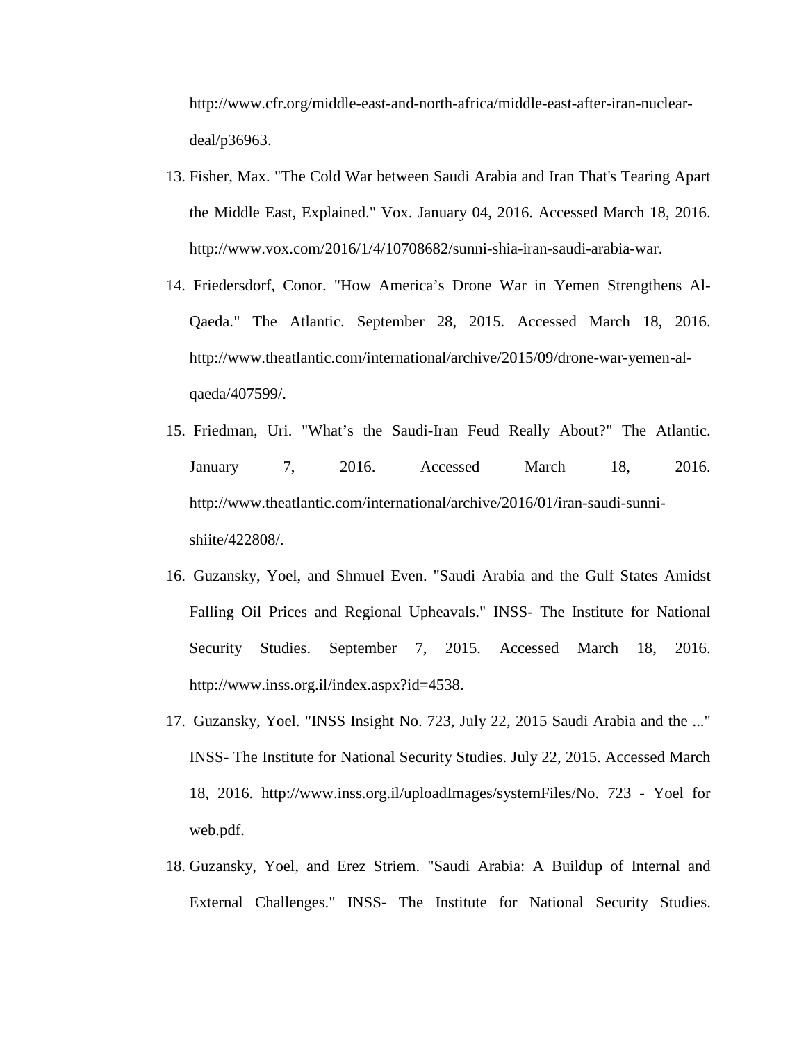http://www.cfr.org/middle-east-and-north-africa/middle-east-after-iran-nuclear-deal/p36963.

13. Fisher, Max. "The Cold War between Saudi Arabia and Iran That's Tearing Apart the Middle East, Explained." Vox. January 04, 2016. Accessed March 18, 2016. http://www.vox.com/2016/1/4/10708682/sunni-shia-iran-saudi-arabia-war.
14. Friedersdorf, Conor. "How America's Drone War in Yemen Strengthens Al-Qaeda." The Atlantic. September 28, 2015. Accessed March 18, 2016. http://www.theatlantic.com/international/archive/2015/09/drone-war-yemen-al-qaeda/407599/.
15. Friedman, Uri. "What's the Saudi-Iran Feud Really About?" The Atlantic. January 7, 2016. Accessed March 18, 2016. http://www.theatlantic.com/international/archive/2016/01/iran-saudi-sunni-shiite/422808/.
16. Guzansky, Yoel, and Shmuel Even. "Saudi Arabia and the Gulf States Amidst Falling Oil Prices and Regional Upheavals." INSS- The Institute for National Security Studies. September 7, 2015. Accessed March 18, 2016. http://www.inss.org.il/index.aspx?id=4538.
17. Guzansky, Yoel. "INSS Insight No. 723, July 22, 2015 Saudi Arabia and the ..." INSS- The Institute for National Security Studies. July 22, 2015. Accessed March 18, 2016. http://www.inss.org.il/uploadImages/systemFiles/No. 723 - Yoel for web.pdf.
18. Guzansky, Yoel, and Erez Striem. "Saudi Arabia: A Buildup of Internal and External Challenges." INSS- The Institute for National Security Studies.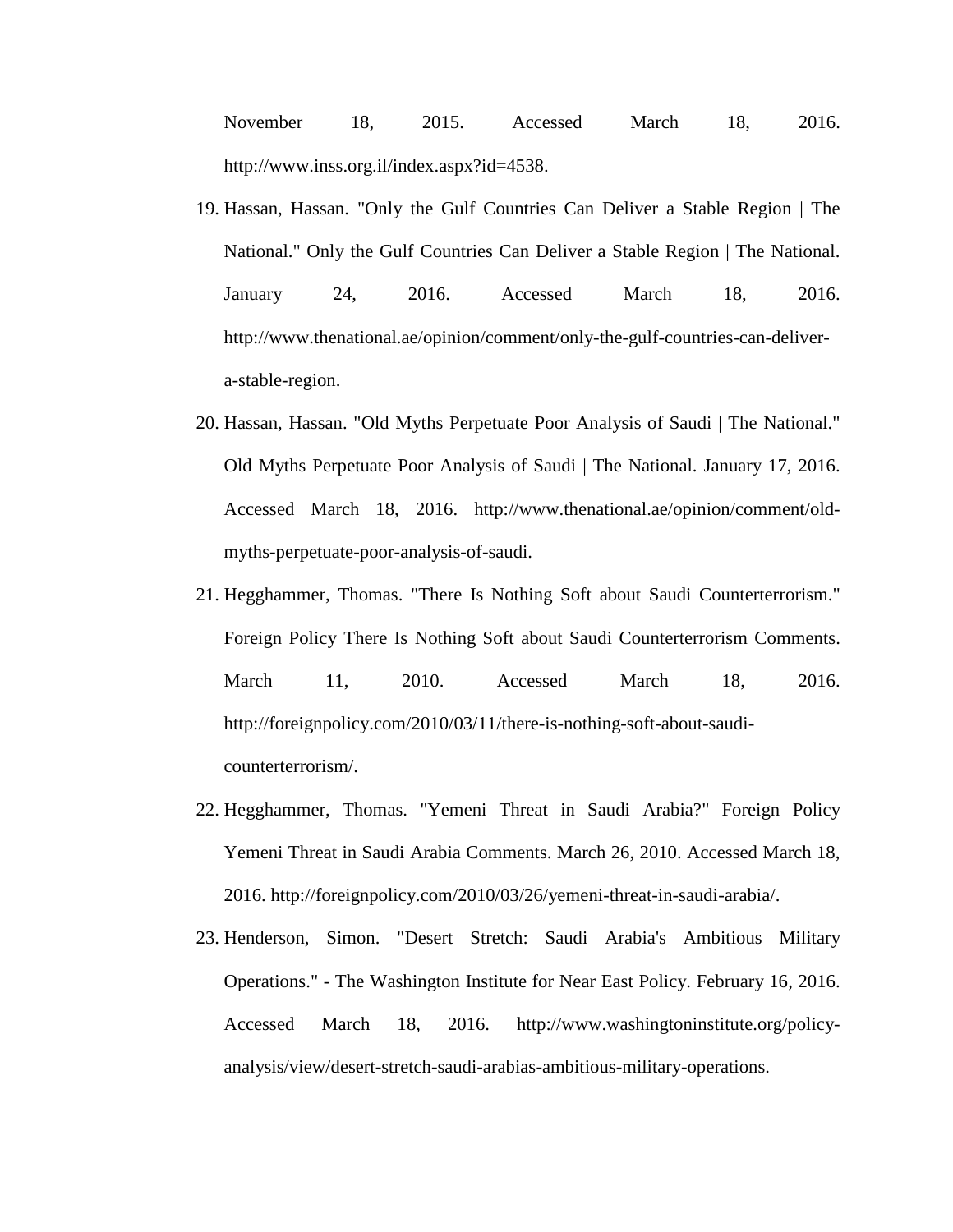November 18, 2015. Accessed March 18, 2016. http://www.inss.org.il/index.aspx?id=4538.

19. Hassan, Hassan. "Only the Gulf Countries Can Deliver a Stable Region | The National." Only the Gulf Countries Can Deliver a Stable Region | The National. January 24, 2016. Accessed March 18, 2016. http://www.thenational.ae/opinion/comment/only-the-gulf-countries-can-deliver-a-stable-region.
20. Hassan, Hassan. "Old Myths Perpetuate Poor Analysis of Saudi | The National." Old Myths Perpetuate Poor Analysis of Saudi | The National. January 17, 2016. Accessed March 18, 2016. http://www.thenational.ae/opinion/comment/old-myths-perpetuate-poor-analysis-of-saudi.
21. Hegghammer, Thomas. "There Is Nothing Soft about Saudi Counterterrorism." Foreign Policy There Is Nothing Soft about Saudi Counterterrorism Comments. March 11, 2010. Accessed March 18, 2016. http://foreignpolicy.com/2010/03/11/there-is-nothing-soft-about-saudi-counterterrorism/.
22. Hegghammer, Thomas. "Yemeni Threat in Saudi Arabia?" Foreign Policy Yemeni Threat in Saudi Arabia Comments. March 26, 2010. Accessed March 18, 2016. http://foreignpolicy.com/2010/03/26/yemeni-threat-in-saudi-arabia/.
23. Henderson, Simon. "Desert Stretch: Saudi Arabia's Ambitious Military Operations." - The Washington Institute for Near East Policy. February 16, 2016. Accessed March 18, 2016. http://www.washingtoninstitute.org/policy-analysis/view/desert-stretch-saudi-arabias-ambitious-military-operations.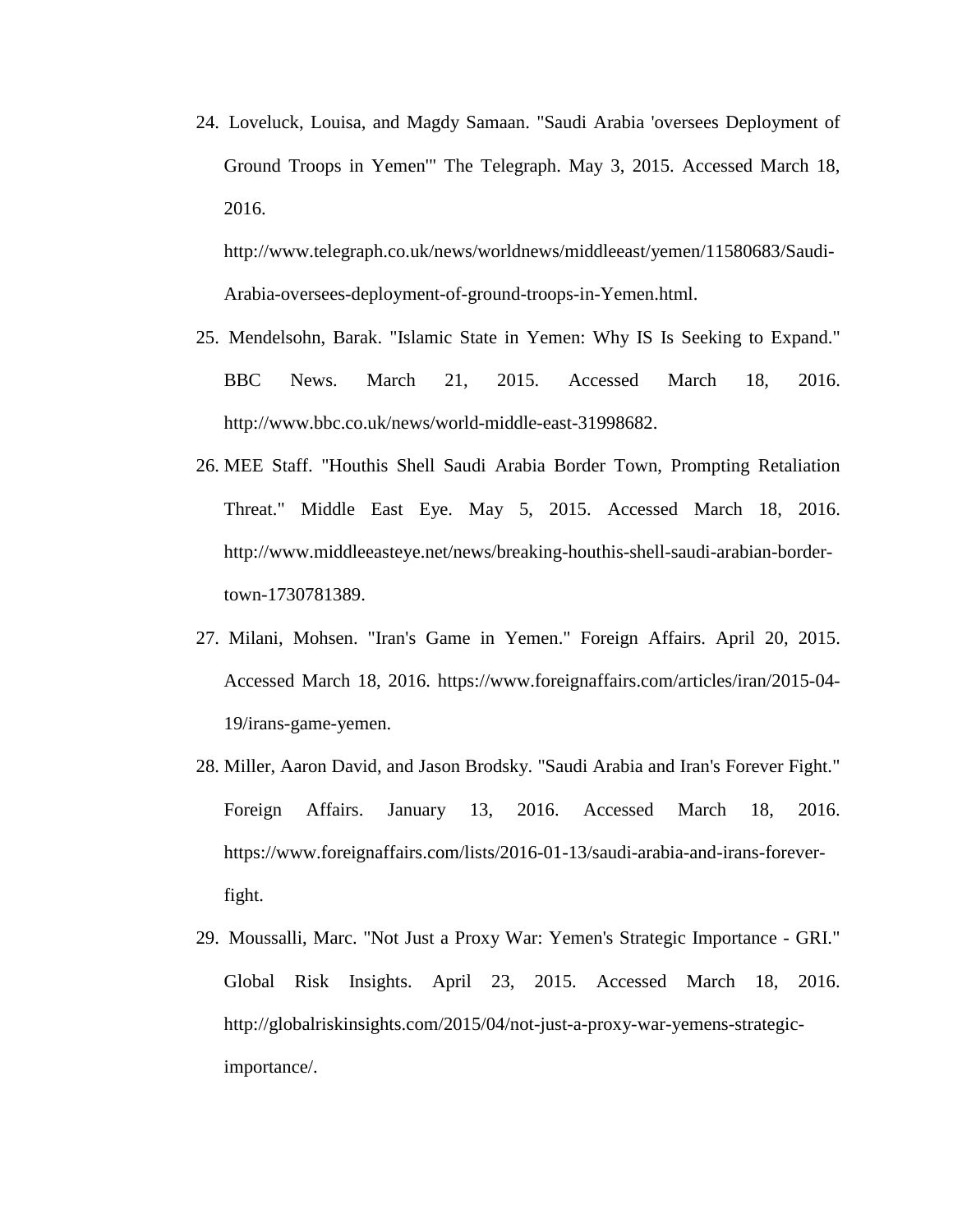24. Loveluck, Louisa, and Magdy Samaan. "Saudi Arabia 'oversees Deployment of Ground Troops in Yemen'" The Telegraph. May 3, 2015. Accessed March 18, 2016.

    http://www.telegraph.co.uk/news/worldnews/middleeast/yemen/11580683/Saudi-Arabia-oversees-deployment-of-ground-troops-in-Yemen.html.

25. Mendelsohn, Barak. "Islamic State in Yemen: Why IS Is Seeking to Expand." BBC News. March 21, 2015. Accessed March 18, 2016. http://www.bbc.co.uk/news/world-middle-east-31998682.

26. MEE Staff. "Houthis Shell Saudi Arabia Border Town, Prompting Retaliation Threat." Middle East Eye. May 5, 2015. Accessed March 18, 2016. http://www.middleeasteye.net/news/breaking-houthis-shell-saudi-arabian-border-town-1730781389.

27. Milani, Mohsen. "Iran's Game in Yemen." Foreign Affairs. April 20, 2015. Accessed March 18, 2016. https://www.foreignaffairs.com/articles/iran/2015-04-19/irans-game-yemen.

28. Miller, Aaron David, and Jason Brodsky. "Saudi Arabia and Iran's Forever Fight." Foreign Affairs. January 13, 2016. Accessed March 18, 2016. https://www.foreignaffairs.com/lists/2016-01-13/saudi-arabia-and-irans-forever-fight.

29. Moussalli, Marc. "Not Just a Proxy War: Yemen's Strategic Importance - GRI." Global Risk Insights. April 23, 2015. Accessed March 18, 2016. http://globalriskinsights.com/2015/04/not-just-a-proxy-war-yemens-strategic-importance/.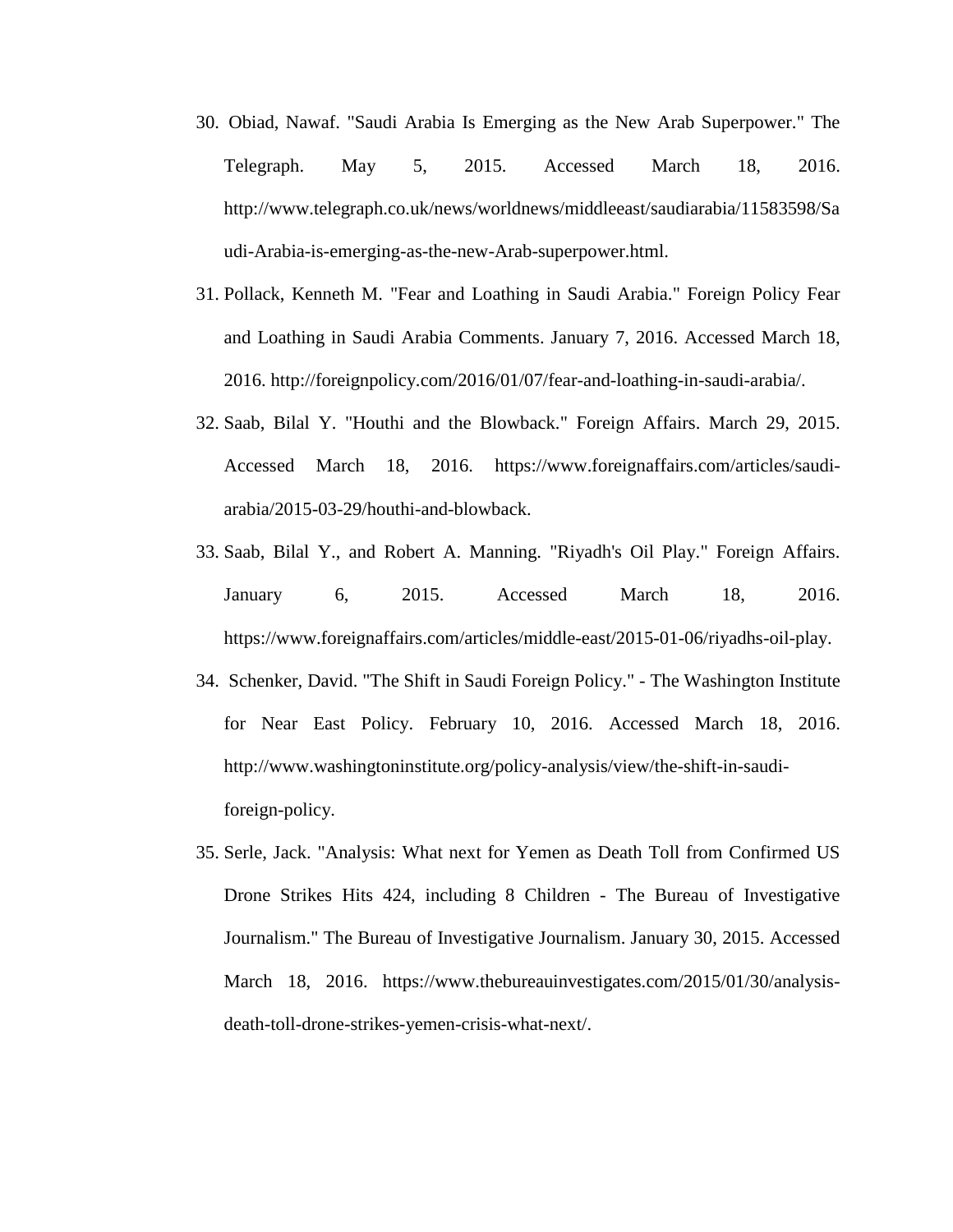30. Obiad, Nawaf. "Saudi Arabia Is Emerging as the New Arab Superpower." The Telegraph. May 5, 2015. Accessed March 18, 2016. http://www.telegraph.co.uk/news/worldnews/middleeast/saudiarabia/11583598/Saudi-Arabia-is-emerging-as-the-new-Arab-superpower.html.
31. Pollack, Kenneth M. "Fear and Loathing in Saudi Arabia." Foreign Policy Fear and Loathing in Saudi Arabia Comments. January 7, 2016. Accessed March 18, 2016. http://foreignpolicy.com/2016/01/07/fear-and-loathing-in-saudi-arabia/.
32. Saab, Bilal Y. "Houthi and the Blowback." Foreign Affairs. March 29, 2015. Accessed March 18, 2016. https://www.foreignaffairs.com/articles/saudi-arabia/2015-03-29/houthi-and-blowback.
33. Saab, Bilal Y., and Robert A. Manning. "Riyadh's Oil Play." Foreign Affairs. January 6, 2015. Accessed March 18, 2016. https://www.foreignaffairs.com/articles/middle-east/2015-01-06/riyadhs-oil-play.
34. Schenker, David. "The Shift in Saudi Foreign Policy." - The Washington Institute for Near East Policy. February 10, 2016. Accessed March 18, 2016. http://www.washingtoninstitute.org/policy-analysis/view/the-shift-in-saudi-foreign-policy.
35. Serle, Jack. "Analysis: What next for Yemen as Death Toll from Confirmed US Drone Strikes Hits 424, including 8 Children - The Bureau of Investigative Journalism." The Bureau of Investigative Journalism. January 30, 2015. Accessed March 18, 2016. https://www.thebureauinvestigates.com/2015/01/30/analysis-death-toll-drone-strikes-yemen-crisis-what-next/.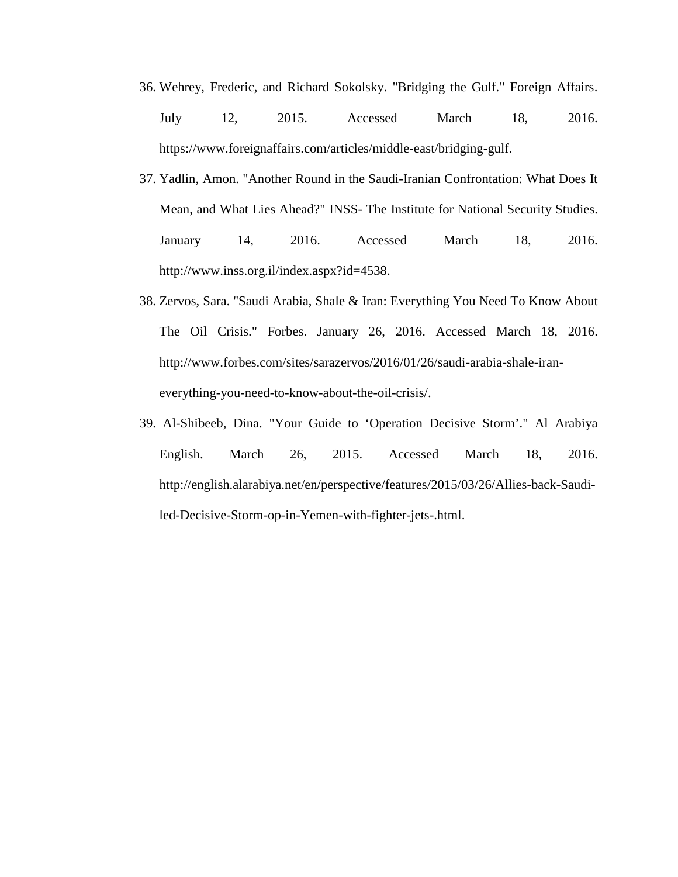36. Wehrey, Frederic, and Richard Sokolsky. "Bridging the Gulf." Foreign Affairs. July 12, 2015. Accessed March 18, 2016. https://www.foreignaffairs.com/articles/middle-east/bridging-gulf.
37. Yadlin, Amon. "Another Round in the Saudi-Iranian Confrontation: What Does It Mean, and What Lies Ahead?" INSS- The Institute for National Security Studies. January 14, 2016. Accessed March 18, 2016. http://www.inss.org.il/index.aspx?id=4538.
38. Zervos, Sara. "Saudi Arabia, Shale & Iran: Everything You Need To Know About The Oil Crisis." Forbes. January 26, 2016. Accessed March 18, 2016. http://www.forbes.com/sites/sarazervos/2016/01/26/saudi-arabia-shale-iran-everything-you-need-to-know-about-the-oil-crisis/.
39. Al-Shibeeb, Dina. "Your Guide to 'Operation Decisive Storm'." Al Arabiya English. March 26, 2015. Accessed March 18, 2016. http://english.alarabiya.net/en/perspective/features/2015/03/26/Allies-back-Saudi-led-Decisive-Storm-op-in-Yemen-with-fighter-jets-.html.